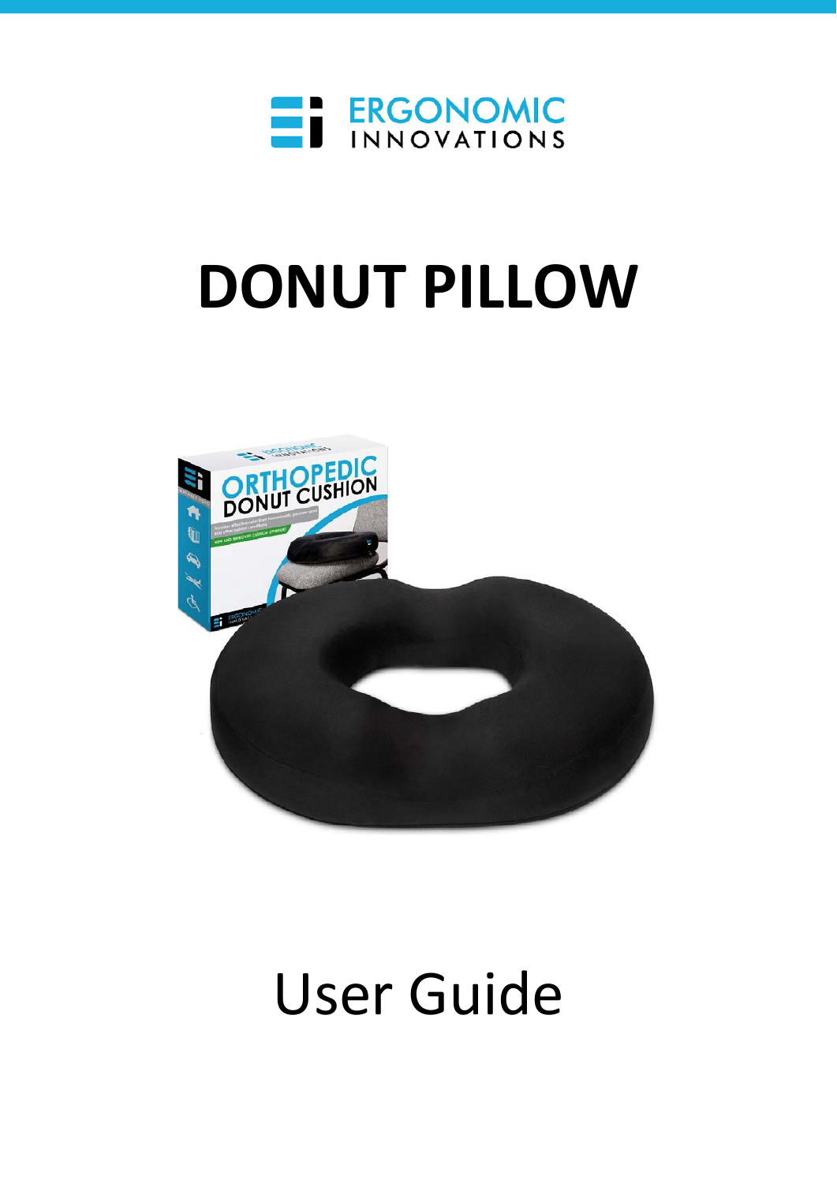ERGONOMIC INNOVATIONS

# DONUT PILLOW

User Guide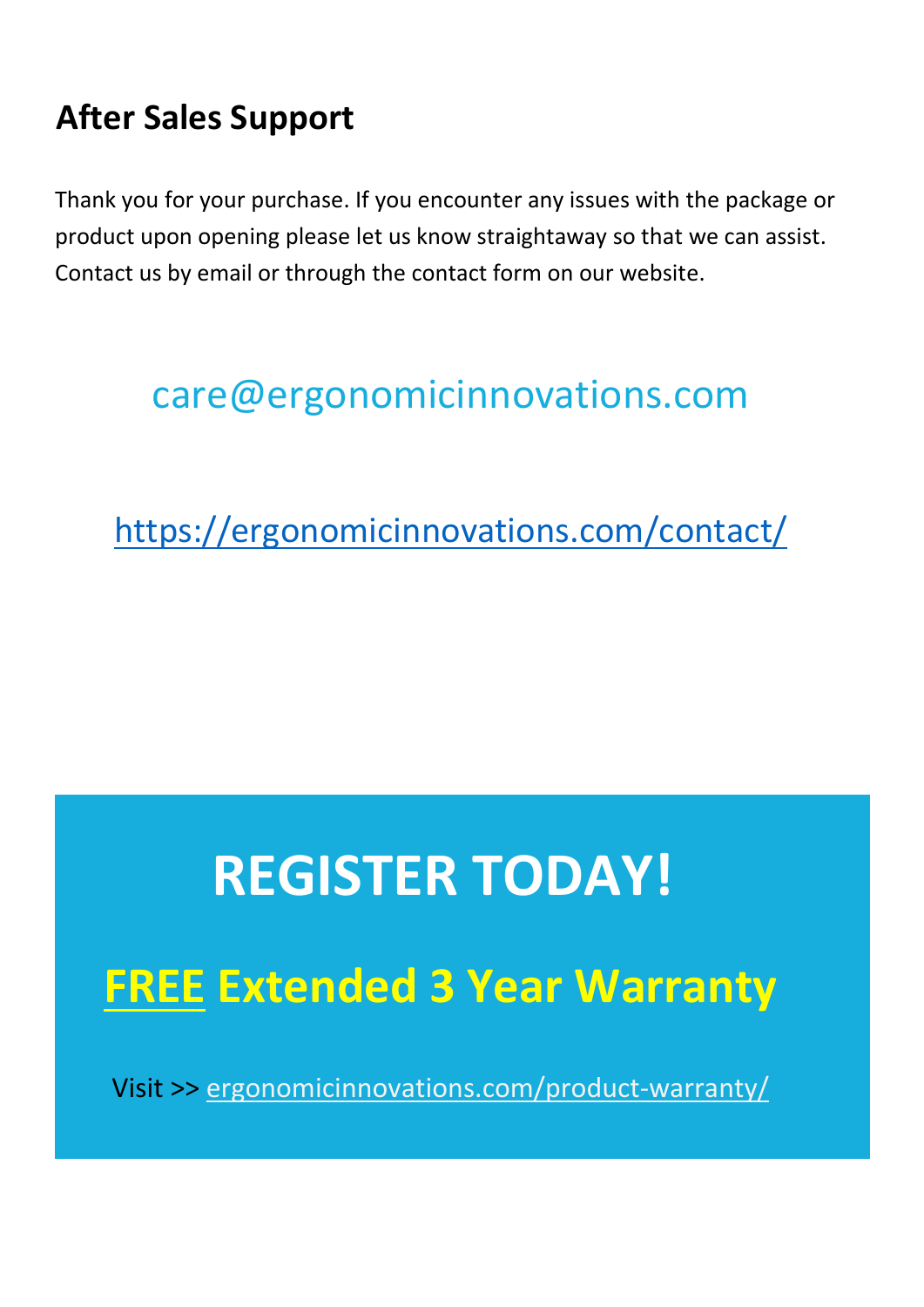## After Sales Support

Thank you for your purchase. If you encounter any issues with the package or product upon opening please let us know straightaway so that we can assist. Contact us by email or through the contact form on our website.

care@ergonomicinnovations.com

https://ergonomicinnovations.com/contact/

# REGISTER TODAY!

## FREE Extended 3 Year Warranty

Visit >> ergonomicinnovations.com/product-warranty/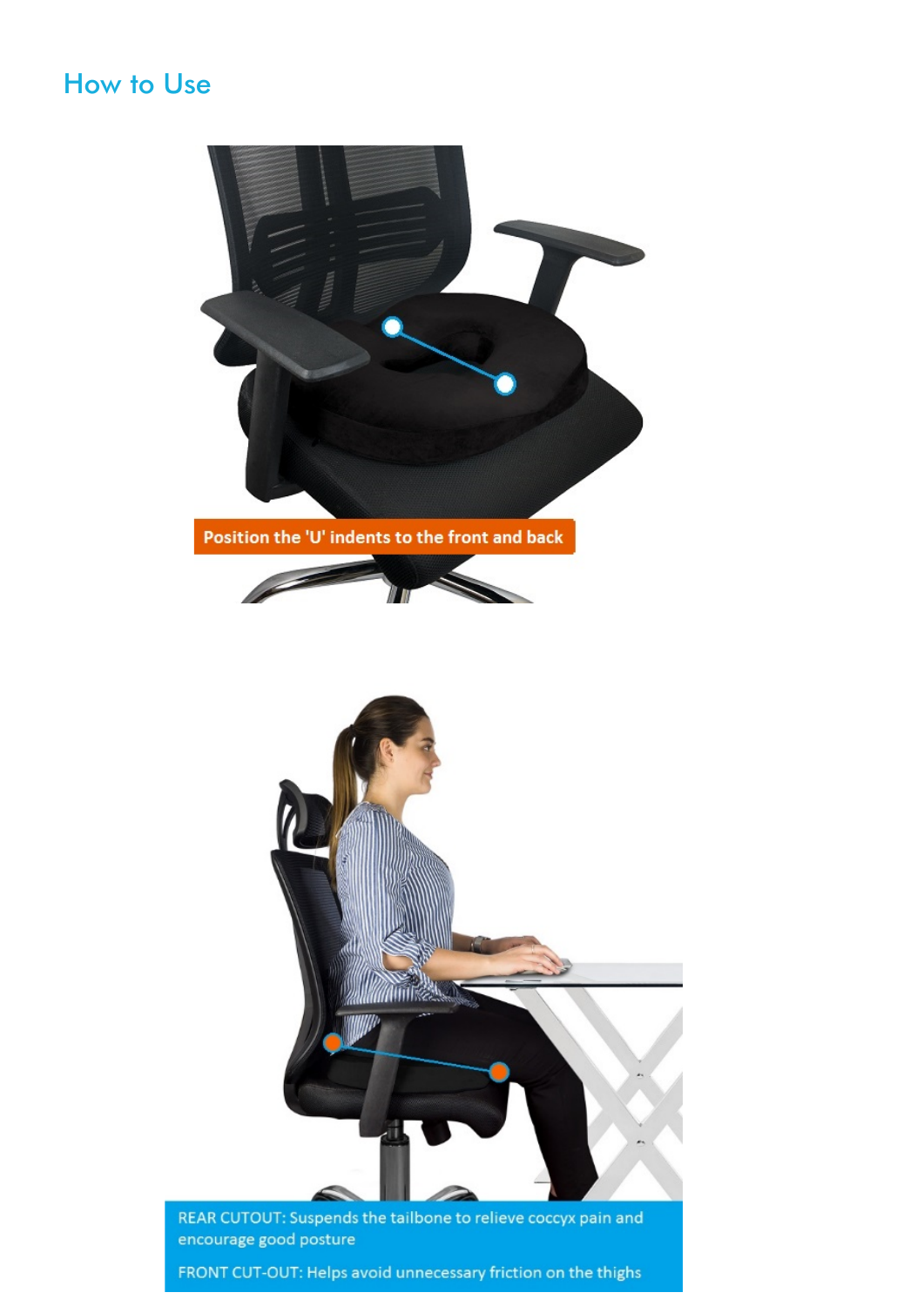## How to Use

Position the 'U' indents to the front and back

REAR CUTOUT: Suspends the tailbone to relieve coccyx pain and encourage good posture

FRONT CUT-OUT: Helps avoid unnecessary friction on the thighs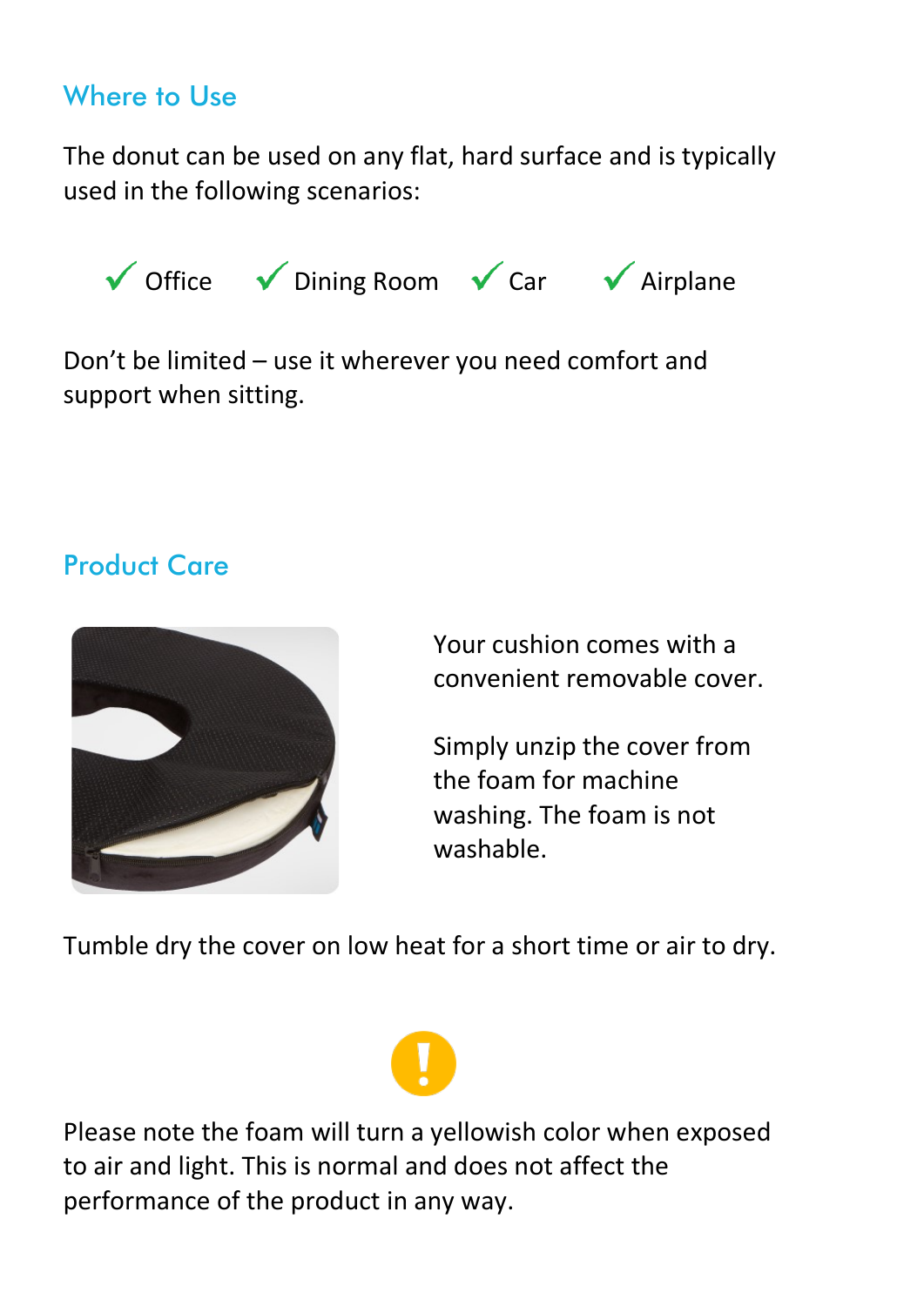## Where to Use

The donut can be used on any flat, hard surface and is typically used in the following scenarios:

- ✓ Office
- ✓ Dining Room
- ✓ Car
- ✓ Airplane

Don't be limited – use it wherever you need comfort and support when sitting.

## Product Care

Your cushion comes with a convenient removable cover.

Simply unzip the cover from the foam for machine washing. The foam is not washable.

Tumble dry the cover on low heat for a short time or air to dry.

Please note the foam will turn a yellowish color when exposed to air and light. This is normal and does not affect the performance of the product in any way.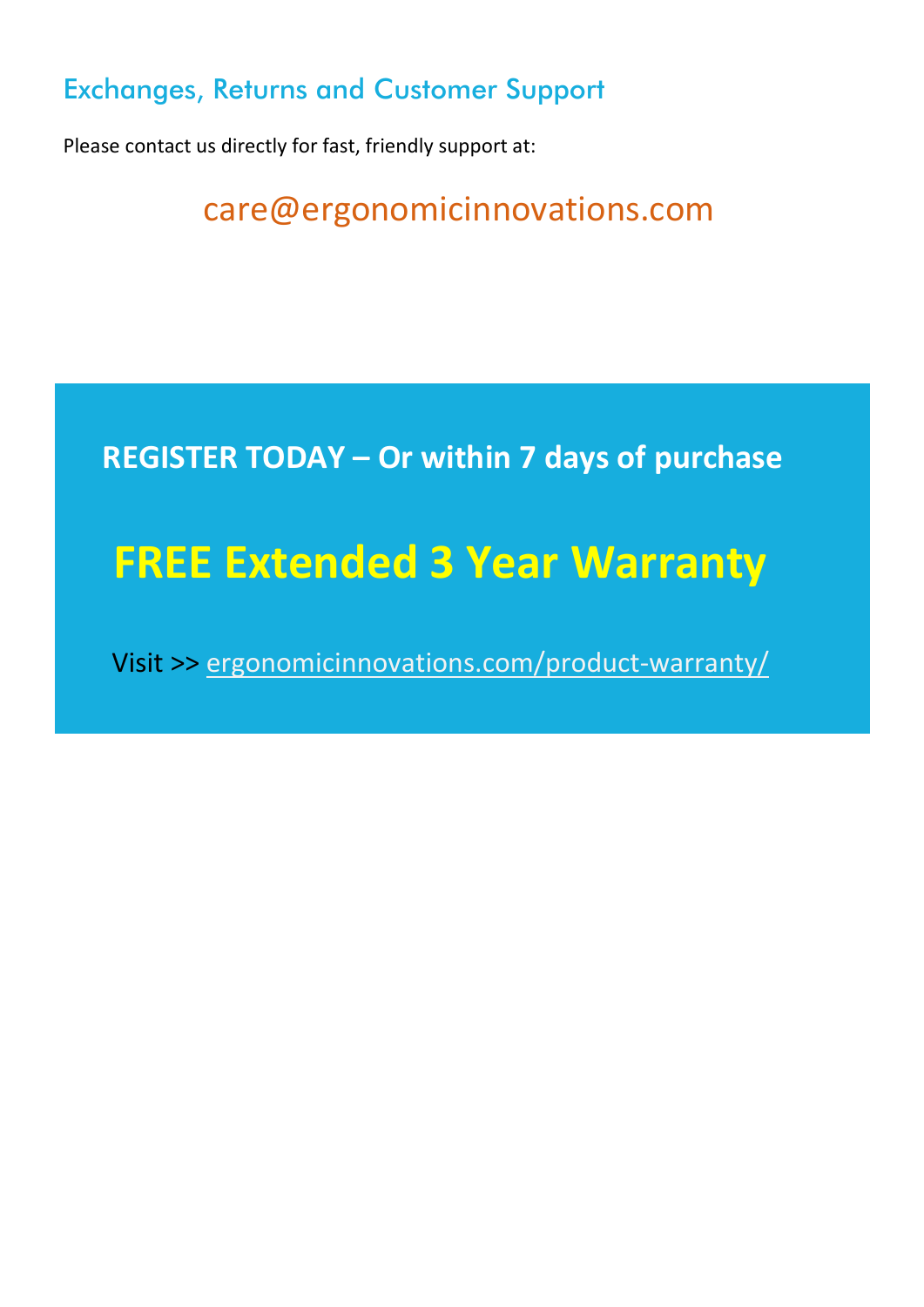## Exchanges, Returns and Customer Support

Please contact us directly for fast, friendly support at:

care@ergonomicinnovations.com

**REGISTER TODAY – Or within 7 days of purchase**

**FREE Extended 3 Year Warranty**

Visit >> ergonomicinnovations.com/product-warranty/